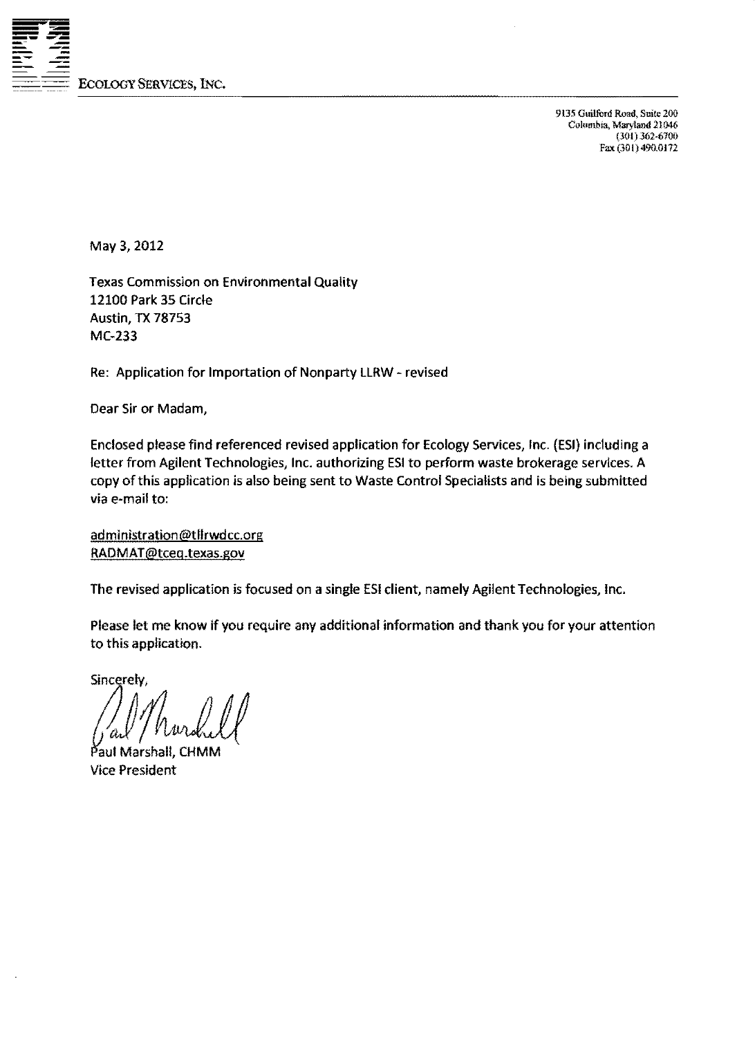ECOLOGY SERVICES, INC.

9135 Guilford Road, Suite 200
Columbia, Maryland 21046
(301) 362-6700
Fax (301) 490.0172

May 3, 2012

Texas Commission on Environmental Quality
12100 Park 35 Circle
Austin, TX 78753
MC-233

Re: Application for Importation of Nonparty LLRW - revised

Dear Sir or Madam,

Enclosed please find referenced revised application for Ecology Services, Inc. (ESI) including a letter from Agilent Technologies, Inc. authorizing ESI to perform waste brokerage services. A copy of this application is also being sent to Waste Control Specialists and is being submitted via e-mail to:

administration@tllrwdcc.org
RADMAT@tceq.texas.gov

The revised application is focused on a single ESI client, namely Agilent Technologies, Inc.

Please let me know if you require any additional information and thank you for your attention to this application.

Sincerely,

Paul Marshall, CHMM
Vice President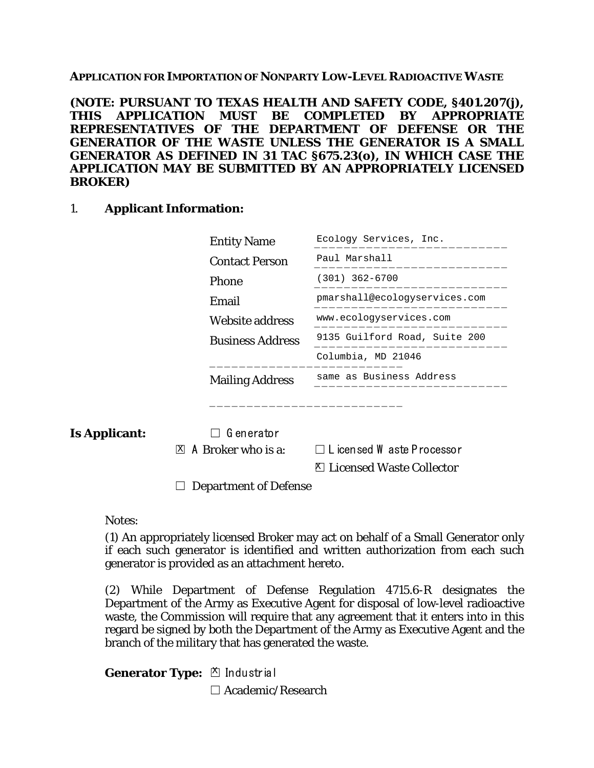**APPLICATION FOR IMPORTATION OF NONPARTY LOW-LEVEL RADIOACTIVE WASTE**

**(NOTE: PURSUANT TO TEXAS HEALTH AND SAFETY CODE, §401.207(j), THIS APPLICATION MUST BE COMPLETED BY APPROPRIATE REPRESENTATIVES OF THE DEPARTMENT OF DEFENSE OR THE GENERATIOR OF THE WASTE UNLESS THE GENERATOR IS A SMALL GENERATOR AS DEFINED IN 31 TAC §675.23(o), IN WHICH CASE THE APPLICATION MAY BE SUBMITTED BY AN APPROPRIATELY LICENSED BROKER)**

1. **Applicant Information:**

| | |
|---|---|
| Entity Name | Ecology Services, Inc. |
| Contact Person | Paul Marshall |
| Phone | (301) 362-6700 |
| Email | pmarshall@ecologyservices.com |
| Website address | www.ecologyservices.com |
| Business Address | 9135 Guilford Road, Suite 200 |
| | Columbia, MD 21046 |
| Mailing Address | same as Business Address |

**Is Applicant:**

☐ Generator

☒ A Broker who is a: ☐ Licensed Waste Processor

☒ Licensed Waste Collector

☐ Department of Defense

Notes:

(1) An appropriately licensed Broker may act on behalf of a Small Generator only if each such generator is identified and written authorization from each such generator is provided as an attachment hereto.

(2) While Department of Defense Regulation 4715.6-R designates the Department of the Army as Executive Agent for disposal of low-level radioactive waste, the Commission will require that any agreement that it enters into in this regard be signed by both the Department of the Army as Executive Agent and the branch of the military that has generated the waste.

**Generator Type:** ☒ Industrial

☐ Academic/Research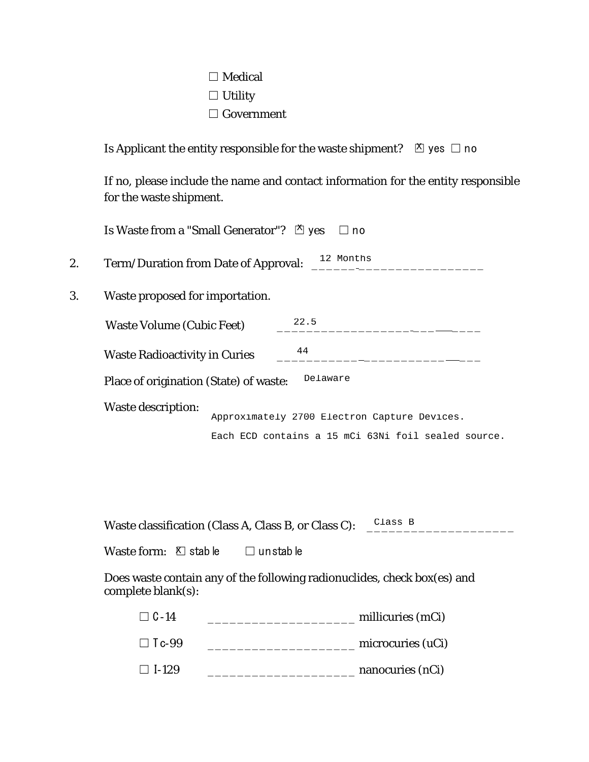☐ Medical
☐ Utility
☐ Government

Is Applicant the entity responsible for the waste shipment? ☒ yes ☐ no

If no, please include the name and contact information for the entity responsible for the waste shipment.

Is Waste from a "Small Generator"? ☒ yes ☐ no

2. Term/Duration from Date of Approval: 12 Months

3. Waste proposed for importation.

Waste Volume (Cubic Feet) 22.5

Waste Radioactivity in Curies 44

Place of origination (State) of waste: Delaware

Waste description: Approximately 2700 Electron Capture Devices.

Each ECD contains a 15 mCi 63Ni foil sealed source.

Waste classification (Class A, Class B, or Class C): Class B

Waste form: ☒ stable ☐ unstable

Does waste contain any of the following radionuclides, check box(es) and complete blank(s):

☐ C-14 ____________________ millicuries (mCi)

☐ Tc-99 ____________________ microcuries (uCi)

☐ I-129 ____________________ nanocuries (nCi)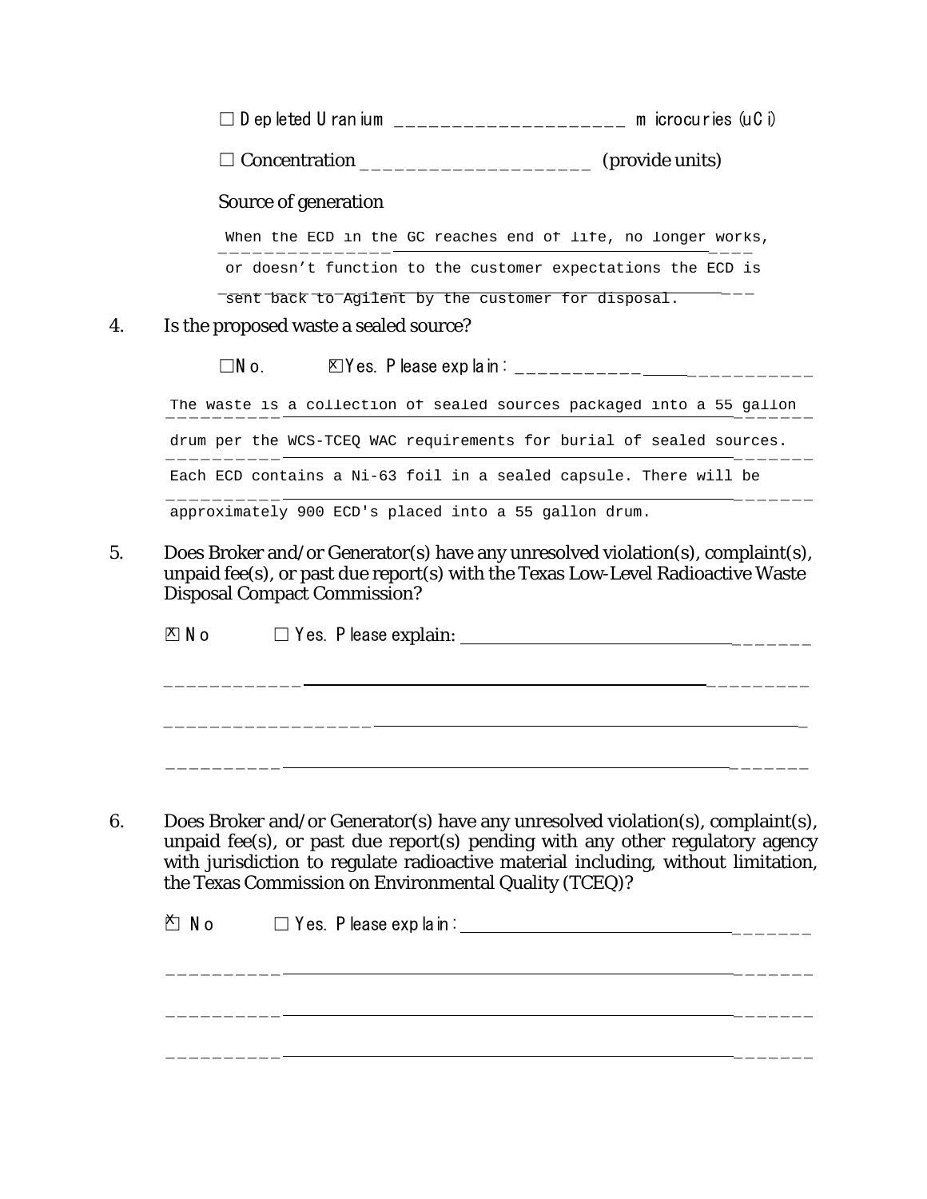☐ Depleted Uranium ____________________ microcuries (uCi)

☐ Concentration ____________________ (provide units)

Source of generation

When the ECD in the GC reaches end of life, no longer works, or doesn't function to the customer expectations the ECD is sent back to Agilent by the customer for disposal.

4. Is the proposed waste a sealed source?

☐ No. ☒ Yes. Please explain: ____________________

The waste is a collection of sealed sources packaged into a 55 gallon drum per the WCS-TCEQ WAC requirements for burial of sealed sources. Each ECD contains a Ni-63 foil in a sealed capsule. There will be approximately 900 ECD's placed into a 55 gallon drum.

5. Does Broker and/or Generator(s) have any unresolved violation(s), complaint(s), unpaid fee(s), or past due report(s) with the Texas Low-Level Radioactive Waste Disposal Compact Commission?

☒ No ☐ Yes. Please explain: ____________________

____________________

____________________

____________________

6. Does Broker and/or Generator(s) have any unresolved violation(s), complaint(s), unpaid fee(s), or past due report(s) pending with any other regulatory agency with jurisdiction to regulate radioactive material including, without limitation, the Texas Commission on Environmental Quality (TCEQ)?

☒ No ☐ Yes. Please explain: ____________________

____________________

____________________

____________________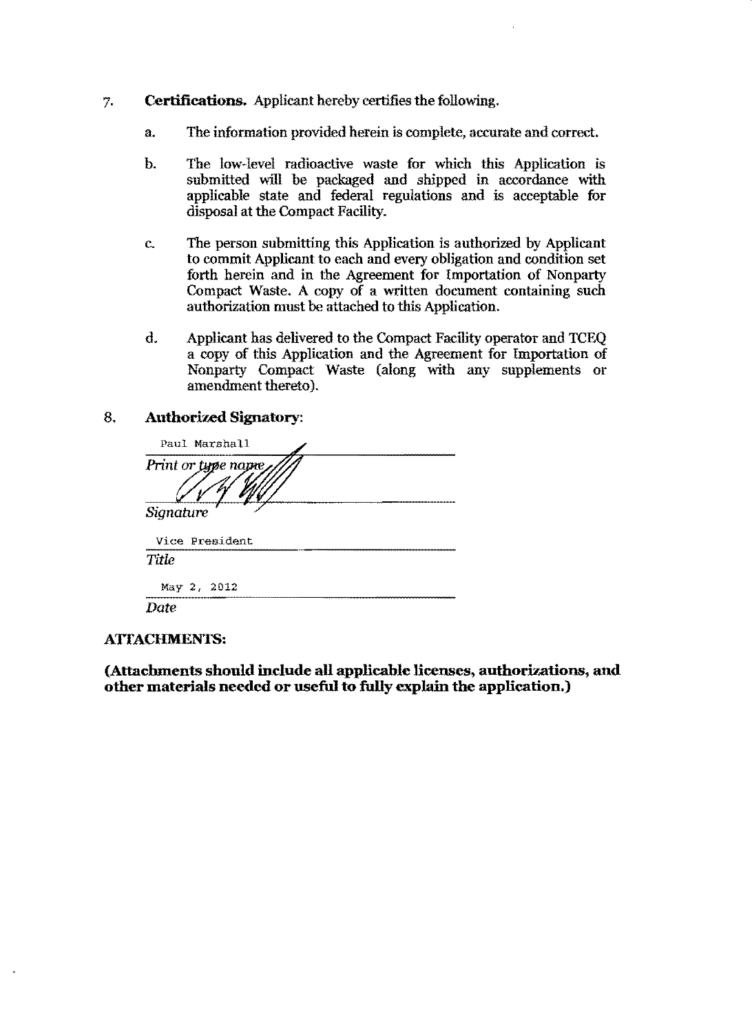7. **Certifications.** Applicant hereby certifies the following.

   a. The information provided herein is complete, accurate and correct.

   b. The low-level radioactive waste for which this Application is submitted will be packaged and shipped in accordance with applicable state and federal regulations and is acceptable for disposal at the Compact Facility.

   c. The person submitting this Application is authorized by Applicant to commit Applicant to each and every obligation and condition set forth herein and in the Agreement for Importation of Nonparty Compact Waste. A copy of a written document containing such authorization must be attached to this Application.

   d. Applicant has delivered to the Compact Facility operator and TCEQ a copy of this Application and the Agreement for Importation of Nonparty Compact Waste (along with any supplements or amendment thereto).

8. **Authorized Signatory:**

Paul Marshall
*Print or type name*

[signature]
*Signature*

Vice President
*Title*

May 2, 2012
*Date*

**ATTACHMENTS:**

**(Attachments should include all applicable licenses, authorizations, and other materials needed or useful to fully explain the application.)**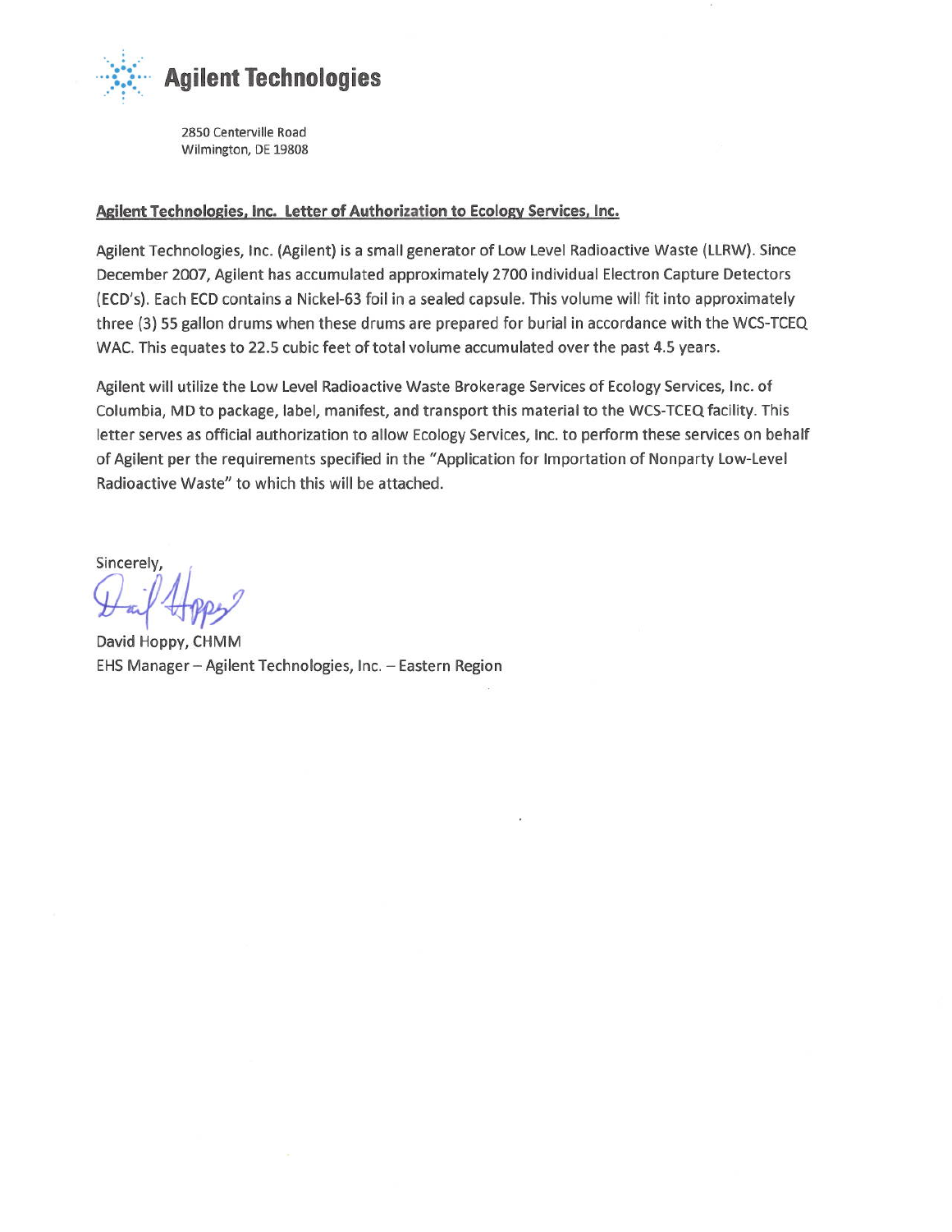**Agilent Technologies**

2850 Centerville Road
Wilmington, DE 19808

**Agilent Technologies, Inc. Letter of Authorization to Ecology Services, Inc.**

Agilent Technologies, Inc. (Agilent) is a small generator of Low Level Radioactive Waste (LLRW). Since December 2007, Agilent has accumulated approximately 2700 individual Electron Capture Detectors (ECD's). Each ECD contains a Nickel-63 foil in a sealed capsule. This volume will fit into approximately three (3) 55 gallon drums when these drums are prepared for burial in accordance with the WCS-TCEQ WAC. This equates to 22.5 cubic feet of total volume accumulated over the past 4.5 years.

Agilent will utilize the Low Level Radioactive Waste Brokerage Services of Ecology Services, Inc. of Columbia, MD to package, label, manifest, and transport this material to the WCS-TCEQ facility. This letter serves as official authorization to allow Ecology Services, Inc. to perform these services on behalf of Agilent per the requirements specified in the "Application for Importation of Nonparty Low-Level Radioactive Waste" to which this will be attached.

Sincerely,

David Hoppy, CHMM
EHS Manager – Agilent Technologies, Inc. – Eastern Region